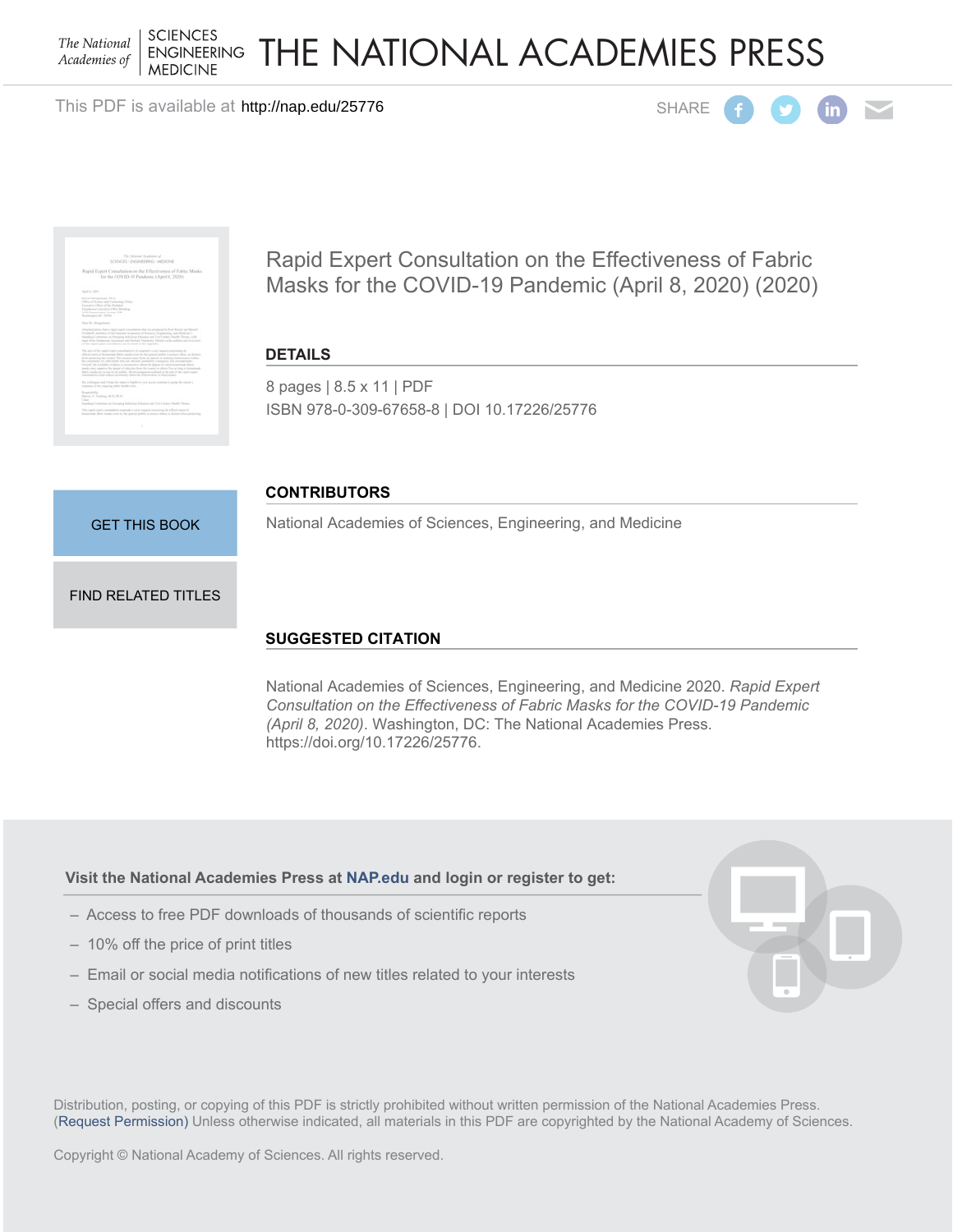The National Academies of SCIENCES ENGINEERING MEDICINE

# THE NATIONAL ACADEMIES PRESS

This PDF is available at http://nap.edu/25776

SHARE

## Rapid Expert Consultation on the Effectiveness of Fabric Masks for the COVID-19 Pandemic (April 8, 2020) (2020)

### DETAILS

8 pages | 8.5 x 11 | PDF
ISBN 978-0-309-67658-8 | DOI 10.17226/25776

GET THIS BOOK

FIND RELATED TITLES

### CONTRIBUTORS

National Academies of Sciences, Engineering, and Medicine

### SUGGESTED CITATION

National Academies of Sciences, Engineering, and Medicine 2020. *Rapid Expert Consultation on the Effectiveness of Fabric Masks for the COVID-19 Pandemic (April 8, 2020)*. Washington, DC: The National Academies Press. https://doi.org/10.17226/25776.

**Visit the National Academies Press at NAP.edu and login or register to get:**

- Access to free PDF downloads of thousands of scientific reports
- 10% off the price of print titles
- Email or social media notifications of new titles related to your interests
- Special offers and discounts

Distribution, posting, or copying of this PDF is strictly prohibited without written permission of the National Academies Press. (Request Permission) Unless otherwise indicated, all materials in this PDF are copyrighted by the National Academy of Sciences.

Copyright © National Academy of Sciences. All rights reserved.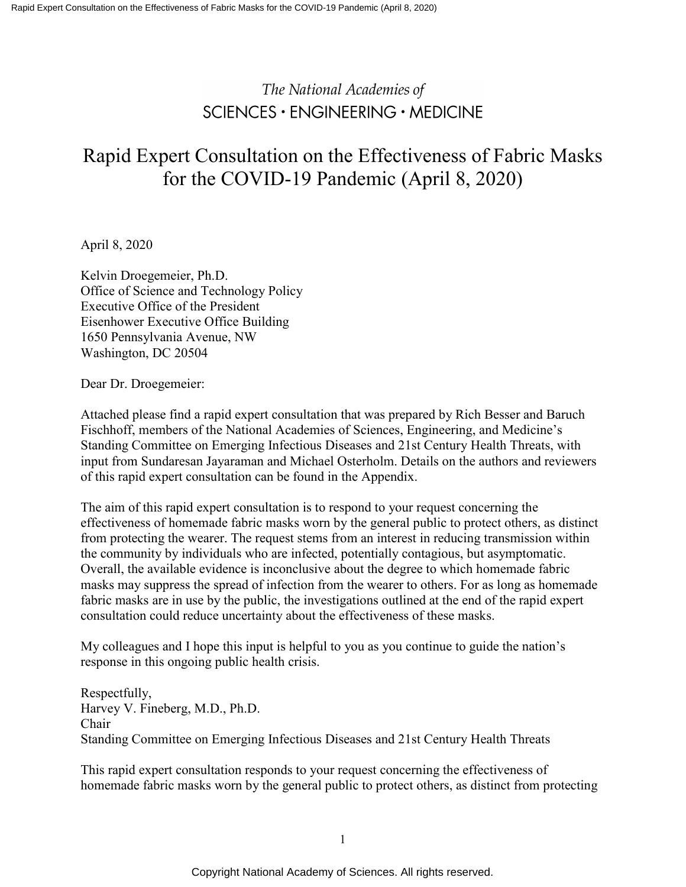*The National Academies of*
SCIENCES • ENGINEERING • MEDICINE

# Rapid Expert Consultation on the Effectiveness of Fabric Masks for the COVID-19 Pandemic (April 8, 2020)

April 8, 2020

Kelvin Droegemeier, Ph.D.
Office of Science and Technology Policy
Executive Office of the President
Eisenhower Executive Office Building
1650 Pennsylvania Avenue, NW
Washington, DC 20504

Dear Dr. Droegemeier:

Attached please find a rapid expert consultation that was prepared by Rich Besser and Baruch Fischhoff, members of the National Academies of Sciences, Engineering, and Medicine's Standing Committee on Emerging Infectious Diseases and 21st Century Health Threats, with input from Sundaresan Jayaraman and Michael Osterholm. Details on the authors and reviewers of this rapid expert consultation can be found in the Appendix.

The aim of this rapid expert consultation is to respond to your request concerning the effectiveness of homemade fabric masks worn by the general public to protect others, as distinct from protecting the wearer. The request stems from an interest in reducing transmission within the community by individuals who are infected, potentially contagious, but asymptomatic. Overall, the available evidence is inconclusive about the degree to which homemade fabric masks may suppress the spread of infection from the wearer to others. For as long as homemade fabric masks are in use by the public, the investigations outlined at the end of the rapid expert consultation could reduce uncertainty about the effectiveness of these masks.

My colleagues and I hope this input is helpful to you as you continue to guide the nation's response in this ongoing public health crisis.

Respectfully,
Harvey V. Fineberg, M.D., Ph.D.
Chair
Standing Committee on Emerging Infectious Diseases and 21st Century Health Threats

This rapid expert consultation responds to your request concerning the effectiveness of homemade fabric masks worn by the general public to protect others, as distinct from protecting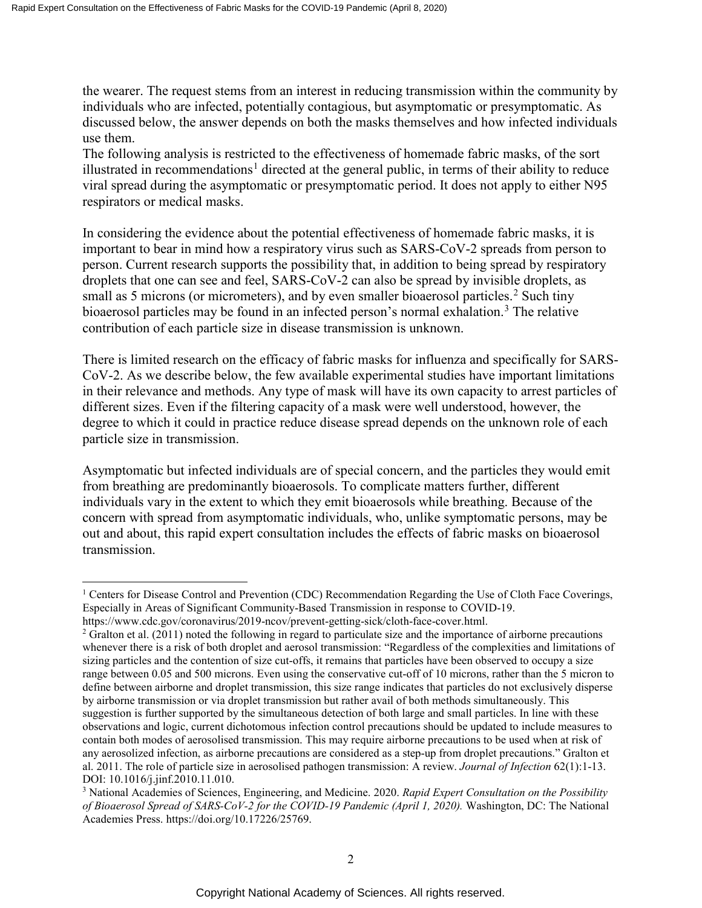the wearer. The request stems from an interest in reducing transmission within the community by individuals who are infected, potentially contagious, but asymptomatic or presymptomatic. As discussed below, the answer depends on both the masks themselves and how infected individuals use them.

The following analysis is restricted to the effectiveness of homemade fabric masks, of the sort illustrated in recommendations[1] directed at the general public, in terms of their ability to reduce viral spread during the asymptomatic or presymptomatic period. It does not apply to either N95 respirators or medical masks.

In considering the evidence about the potential effectiveness of homemade fabric masks, it is important to bear in mind how a respiratory virus such as SARS-CoV-2 spreads from person to person. Current research supports the possibility that, in addition to being spread by respiratory droplets that one can see and feel, SARS-CoV-2 can also be spread by invisible droplets, as small as 5 microns (or micrometers), and by even smaller bioaerosol particles.[2] Such tiny bioaerosol particles may be found in an infected person's normal exhalation.[3] The relative contribution of each particle size in disease transmission is unknown.

There is limited research on the efficacy of fabric masks for influenza and specifically for SARS-CoV-2. As we describe below, the few available experimental studies have important limitations in their relevance and methods. Any type of mask will have its own capacity to arrest particles of different sizes. Even if the filtering capacity of a mask were well understood, however, the degree to which it could in practice reduce disease spread depends on the unknown role of each particle size in transmission.

Asymptomatic but infected individuals are of special concern, and the particles they would emit from breathing are predominantly bioaerosols. To complicate matters further, different individuals vary in the extent to which they emit bioaerosols while breathing. Because of the concern with spread from asymptomatic individuals, who, unlike symptomatic persons, may be out and about, this rapid expert consultation includes the effects of fabric masks on bioaerosol transmission.

---

[1] Centers for Disease Control and Prevention (CDC) Recommendation Regarding the Use of Cloth Face Coverings, Especially in Areas of Significant Community-Based Transmission in response to COVID-19. https://www.cdc.gov/coronavirus/2019-ncov/prevent-getting-sick/cloth-face-cover.html.

[2] Gralton et al. (2011) noted the following in regard to particulate size and the importance of airborne precautions whenever there is a risk of both droplet and aerosol transmission: "Regardless of the complexities and limitations of sizing particles and the contention of size cut-offs, it remains that particles have been observed to occupy a size range between 0.05 and 500 microns. Even using the conservative cut-off of 10 microns, rather than the 5 micron to define between airborne and droplet transmission, this size range indicates that particles do not exclusively disperse by airborne transmission or via droplet transmission but rather avail of both methods simultaneously. This suggestion is further supported by the simultaneous detection of both large and small particles. In line with these observations and logic, current dichotomous infection control precautions should be updated to include measures to contain both modes of aerosolised transmission. This may require airborne precautions to be used when at risk of any aerosolized infection, as airborne precautions are considered as a step-up from droplet precautions." Gralton et al. 2011. The role of particle size in aerosolised pathogen transmission: A review. *Journal of Infection* 62(1):1-13. DOI: 10.1016/j.jinf.2010.11.010.

[3] National Academies of Sciences, Engineering, and Medicine. 2020. *Rapid Expert Consultation on the Possibility of Bioaerosol Spread of SARS-CoV-2 for the COVID-19 Pandemic (April 1, 2020).* Washington, DC: The National Academies Press. https://doi.org/10.17226/25769.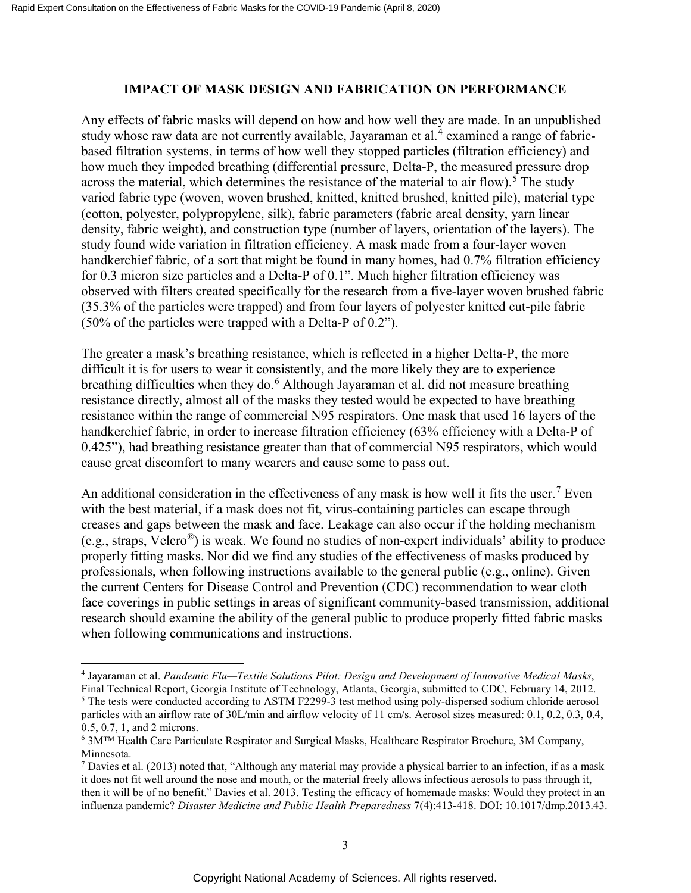## IMPACT OF MASK DESIGN AND FABRICATION ON PERFORMANCE

Any effects of fabric masks will depend on how and how well they are made. In an unpublished study whose raw data are not currently available, Jayaraman et al.[4] examined a range of fabric-based filtration systems, in terms of how well they stopped particles (filtration efficiency) and how much they impeded breathing (differential pressure, Delta-P, the measured pressure drop across the material, which determines the resistance of the material to air flow).[5] The study varied fabric type (woven, woven brushed, knitted, knitted brushed, knitted pile), material type (cotton, polyester, polypropylene, silk), fabric parameters (fabric areal density, yarn linear density, fabric weight), and construction type (number of layers, orientation of the layers). The study found wide variation in filtration efficiency. A mask made from a four-layer woven handkerchief fabric, of a sort that might be found in many homes, had 0.7% filtration efficiency for 0.3 micron size particles and a Delta-P of 0.1". Much higher filtration efficiency was observed with filters created specifically for the research from a five-layer woven brushed fabric (35.3% of the particles were trapped) and from four layers of polyester knitted cut-pile fabric (50% of the particles were trapped with a Delta-P of 0.2").

The greater a mask's breathing resistance, which is reflected in a higher Delta-P, the more difficult it is for users to wear it consistently, and the more likely they are to experience breathing difficulties when they do.[6] Although Jayaraman et al. did not measure breathing resistance directly, almost all of the masks they tested would be expected to have breathing resistance within the range of commercial N95 respirators. One mask that used 16 layers of the handkerchief fabric, in order to increase filtration efficiency (63% efficiency with a Delta-P of 0.425"), had breathing resistance greater than that of commercial N95 respirators, which would cause great discomfort to many wearers and cause some to pass out.

An additional consideration in the effectiveness of any mask is how well it fits the user.[7] Even with the best material, if a mask does not fit, virus-containing particles can escape through creases and gaps between the mask and face. Leakage can also occur if the holding mechanism (e.g., straps, Velcro®) is weak. We found no studies of non-expert individuals' ability to produce properly fitting masks. Nor did we find any studies of the effectiveness of masks produced by professionals, when following instructions available to the general public (e.g., online). Given the current Centers for Disease Control and Prevention (CDC) recommendation to wear cloth face coverings in public settings in areas of significant community-based transmission, additional research should examine the ability of the general public to produce properly fitted fabric masks when following communications and instructions.

---

[4] Jayaraman et al. *Pandemic Flu—Textile Solutions Pilot: Design and Development of Innovative Medical Masks*, Final Technical Report, Georgia Institute of Technology, Atlanta, Georgia, submitted to CDC, February 14, 2012.

[5] The tests were conducted according to ASTM F2299-3 test method using poly-dispersed sodium chloride aerosol particles with an airflow rate of 30L/min and airflow velocity of 11 cm/s. Aerosol sizes measured: 0.1, 0.2, 0.3, 0.4, 0.5, 0.7, 1, and 2 microns.

[6] 3M™ Health Care Particulate Respirator and Surgical Masks, Healthcare Respirator Brochure, 3M Company, Minnesota.

[7] Davies et al. (2013) noted that, "Although any material may provide a physical barrier to an infection, if as a mask it does not fit well around the nose and mouth, or the material freely allows infectious aerosols to pass through it, then it will be of no benefit." Davies et al. 2013. Testing the efficacy of homemade masks: Would they protect in an influenza pandemic? *Disaster Medicine and Public Health Preparedness* 7(4):413-418. DOI: 10.1017/dmp.2013.43.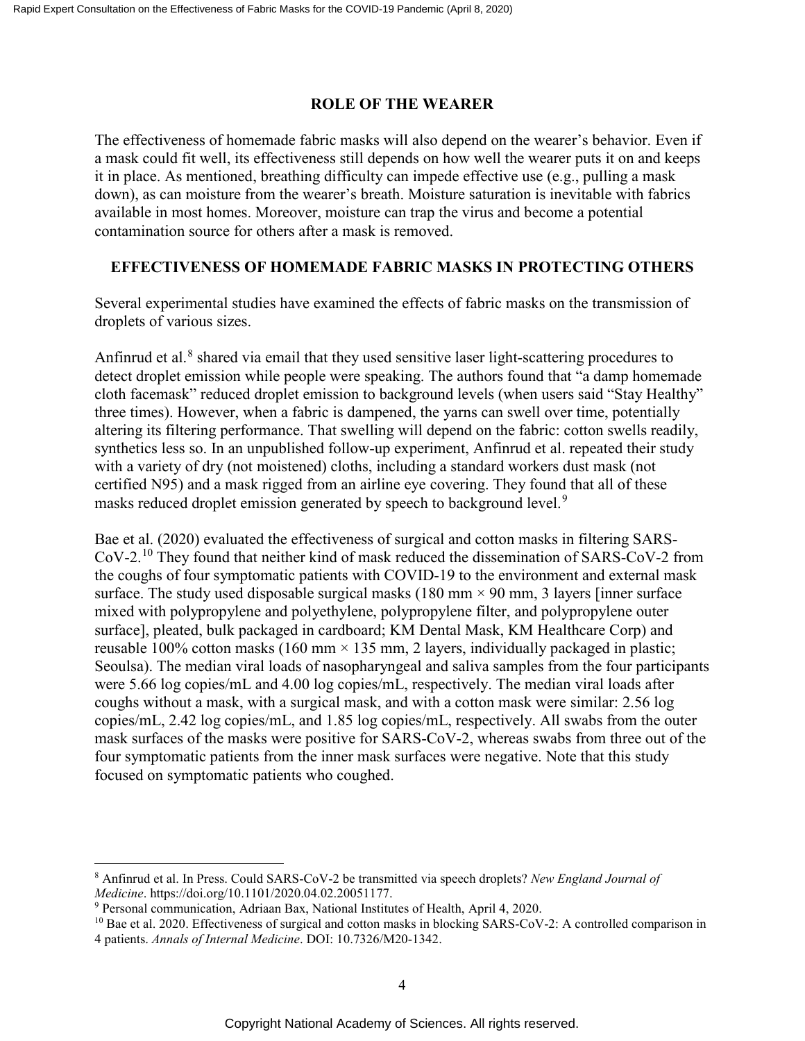## ROLE OF THE WEARER

The effectiveness of homemade fabric masks will also depend on the wearer's behavior. Even if a mask could fit well, its effectiveness still depends on how well the wearer puts it on and keeps it in place. As mentioned, breathing difficulty can impede effective use (e.g., pulling a mask down), as can moisture from the wearer's breath. Moisture saturation is inevitable with fabrics available in most homes. Moreover, moisture can trap the virus and become a potential contamination source for others after a mask is removed.

## EFFECTIVENESS OF HOMEMADE FABRIC MASKS IN PROTECTING OTHERS

Several experimental studies have examined the effects of fabric masks on the transmission of droplets of various sizes.

Anfinrud et al.[8] shared via email that they used sensitive laser light-scattering procedures to detect droplet emission while people were speaking. The authors found that "a damp homemade cloth facemask" reduced droplet emission to background levels (when users said "Stay Healthy" three times). However, when a fabric is dampened, the yarns can swell over time, potentially altering its filtering performance. That swelling will depend on the fabric: cotton swells readily, synthetics less so. In an unpublished follow-up experiment, Anfinrud et al. repeated their study with a variety of dry (not moistened) cloths, including a standard workers dust mask (not certified N95) and a mask rigged from an airline eye covering. They found that all of these masks reduced droplet emission generated by speech to background level.[9]

Bae et al. (2020) evaluated the effectiveness of surgical and cotton masks in filtering SARS-CoV-2.[10] They found that neither kind of mask reduced the dissemination of SARS-CoV-2 from the coughs of four symptomatic patients with COVID-19 to the environment and external mask surface. The study used disposable surgical masks (180 mm × 90 mm, 3 layers [inner surface mixed with polypropylene and polyethylene, polypropylene filter, and polypropylene outer surface], pleated, bulk packaged in cardboard; KM Dental Mask, KM Healthcare Corp) and reusable 100% cotton masks (160 mm × 135 mm, 2 layers, individually packaged in plastic; Seoulsa). The median viral loads of nasopharyngeal and saliva samples from the four participants were 5.66 log copies/mL and 4.00 log copies/mL, respectively. The median viral loads after coughs without a mask, with a surgical mask, and with a cotton mask were similar: 2.56 log copies/mL, 2.42 log copies/mL, and 1.85 log copies/mL, respectively. All swabs from the outer mask surfaces of the masks were positive for SARS-CoV-2, whereas swabs from three out of the four symptomatic patients from the inner mask surfaces were negative. Note that this study focused on symptomatic patients who coughed.

---

[8] Anfinrud et al. In Press. Could SARS-CoV-2 be transmitted via speech droplets? *New England Journal of Medicine*. https://doi.org/10.1101/2020.04.02.20051177.

[9] Personal communication, Adriaan Bax, National Institutes of Health, April 4, 2020.

[10] Bae et al. 2020. Effectiveness of surgical and cotton masks in blocking SARS-CoV-2: A controlled comparison in 4 patients. *Annals of Internal Medicine*. DOI: 10.7326/M20-1342.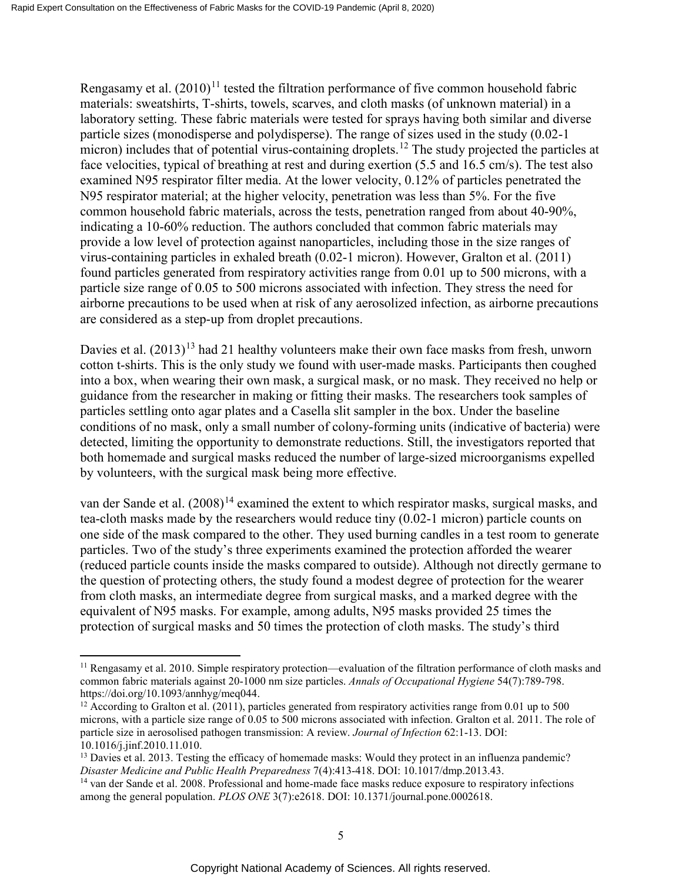Rengasamy et al. (2010)[11] tested the filtration performance of five common household fabric materials: sweatshirts, T-shirts, towels, scarves, and cloth masks (of unknown material) in a laboratory setting. These fabric materials were tested for sprays having both similar and diverse particle sizes (monodisperse and polydisperse). The range of sizes used in the study (0.02-1 micron) includes that of potential virus-containing droplets.[12] The study projected the particles at face velocities, typical of breathing at rest and during exertion (5.5 and 16.5 cm/s). The test also examined N95 respirator filter media. At the lower velocity, 0.12% of particles penetrated the N95 respirator material; at the higher velocity, penetration was less than 5%. For the five common household fabric materials, across the tests, penetration ranged from about 40-90%, indicating a 10-60% reduction. The authors concluded that common fabric materials may provide a low level of protection against nanoparticles, including those in the size ranges of virus-containing particles in exhaled breath (0.02-1 micron). However, Gralton et al. (2011) found particles generated from respiratory activities range from 0.01 up to 500 microns, with a particle size range of 0.05 to 500 microns associated with infection. They stress the need for airborne precautions to be used when at risk of any aerosolized infection, as airborne precautions are considered as a step-up from droplet precautions.

Davies et al. (2013)[13] had 21 healthy volunteers make their own face masks from fresh, unworn cotton t-shirts. This is the only study we found with user-made masks. Participants then coughed into a box, when wearing their own mask, a surgical mask, or no mask. They received no help or guidance from the researcher in making or fitting their masks. The researchers took samples of particles settling onto agar plates and a Casella slit sampler in the box. Under the baseline conditions of no mask, only a small number of colony-forming units (indicative of bacteria) were detected, limiting the opportunity to demonstrate reductions. Still, the investigators reported that both homemade and surgical masks reduced the number of large-sized microorganisms expelled by volunteers, with the surgical mask being more effective.

van der Sande et al. (2008)[14] examined the extent to which respirator masks, surgical masks, and tea-cloth masks made by the researchers would reduce tiny (0.02-1 micron) particle counts on one side of the mask compared to the other. They used burning candles in a test room to generate particles. Two of the study's three experiments examined the protection afforded the wearer (reduced particle counts inside the masks compared to outside). Although not directly germane to the question of protecting others, the study found a modest degree of protection for the wearer from cloth masks, an intermediate degree from surgical masks, and a marked degree with the equivalent of N95 masks. For example, among adults, N95 masks provided 25 times the protection of surgical masks and 50 times the protection of cloth masks. The study's third

---

[11] Rengasamy et al. 2010. Simple respiratory protection—evaluation of the filtration performance of cloth masks and common fabric materials against 20-1000 nm size particles. *Annals of Occupational Hygiene* 54(7):789-798. https://doi.org/10.1093/annhyg/meq044.

[12] According to Gralton et al. (2011), particles generated from respiratory activities range from 0.01 up to 500 microns, with a particle size range of 0.05 to 500 microns associated with infection. Gralton et al. 2011. The role of particle size in aerosolised pathogen transmission: A review. *Journal of Infection* 62:1-13. DOI: 10.1016/j.jinf.2010.11.010.

[13] Davies et al. 2013. Testing the efficacy of homemade masks: Would they protect in an influenza pandemic? *Disaster Medicine and Public Health Preparedness* 7(4):413-418. DOI: 10.1017/dmp.2013.43.

[14] van der Sande et al. 2008. Professional and home-made face masks reduce exposure to respiratory infections among the general population. *PLOS ONE* 3(7):e2618. DOI: 10.1371/journal.pone.0002618.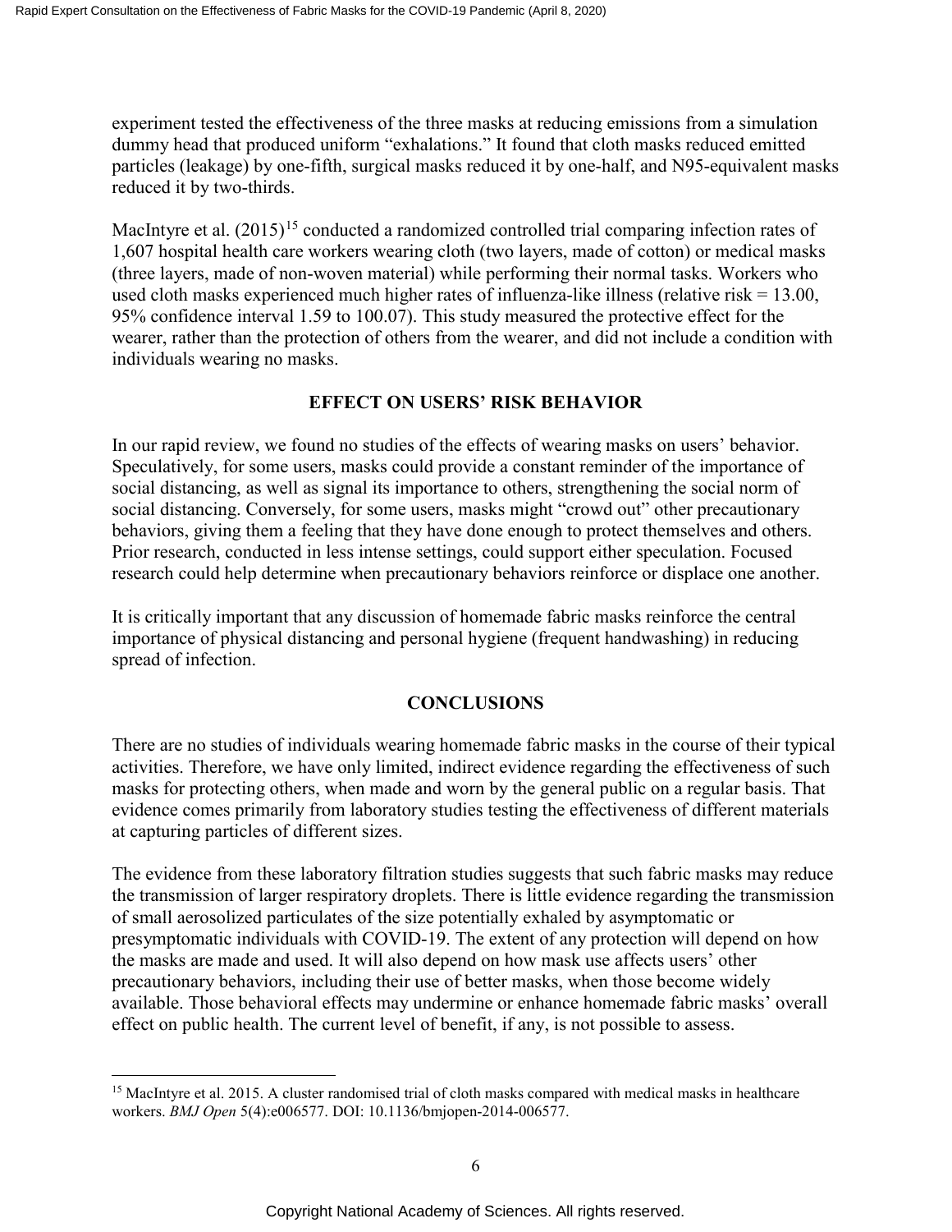experiment tested the effectiveness of the three masks at reducing emissions from a simulation dummy head that produced uniform "exhalations." It found that cloth masks reduced emitted particles (leakage) by one-fifth, surgical masks reduced it by one-half, and N95-equivalent masks reduced it by two-thirds.

MacIntyre et al. (2015)[15] conducted a randomized controlled trial comparing infection rates of 1,607 hospital health care workers wearing cloth (two layers, made of cotton) or medical masks (three layers, made of non-woven material) while performing their normal tasks. Workers who used cloth masks experienced much higher rates of influenza-like illness (relative risk = 13.00, 95% confidence interval 1.59 to 100.07). This study measured the protective effect for the wearer, rather than the protection of others from the wearer, and did not include a condition with individuals wearing no masks.

## EFFECT ON USERS' RISK BEHAVIOR

In our rapid review, we found no studies of the effects of wearing masks on users' behavior. Speculatively, for some users, masks could provide a constant reminder of the importance of social distancing, as well as signal its importance to others, strengthening the social norm of social distancing. Conversely, for some users, masks might "crowd out" other precautionary behaviors, giving them a feeling that they have done enough to protect themselves and others. Prior research, conducted in less intense settings, could support either speculation. Focused research could help determine when precautionary behaviors reinforce or displace one another.

It is critically important that any discussion of homemade fabric masks reinforce the central importance of physical distancing and personal hygiene (frequent handwashing) in reducing spread of infection.

## CONCLUSIONS

There are no studies of individuals wearing homemade fabric masks in the course of their typical activities. Therefore, we have only limited, indirect evidence regarding the effectiveness of such masks for protecting others, when made and worn by the general public on a regular basis. That evidence comes primarily from laboratory studies testing the effectiveness of different materials at capturing particles of different sizes.

The evidence from these laboratory filtration studies suggests that such fabric masks may reduce the transmission of larger respiratory droplets. There is little evidence regarding the transmission of small aerosolized particulates of the size potentially exhaled by asymptomatic or presymptomatic individuals with COVID-19. The extent of any protection will depend on how the masks are made and used. It will also depend on how mask use affects users' other precautionary behaviors, including their use of better masks, when those become widely available. Those behavioral effects may undermine or enhance homemade fabric masks' overall effect on public health. The current level of benefit, if any, is not possible to assess.

---

[15] MacIntyre et al. 2015. A cluster randomised trial of cloth masks compared with medical masks in healthcare workers. *BMJ Open* 5(4):e006577. DOI: 10.1136/bmjopen-2014-006577.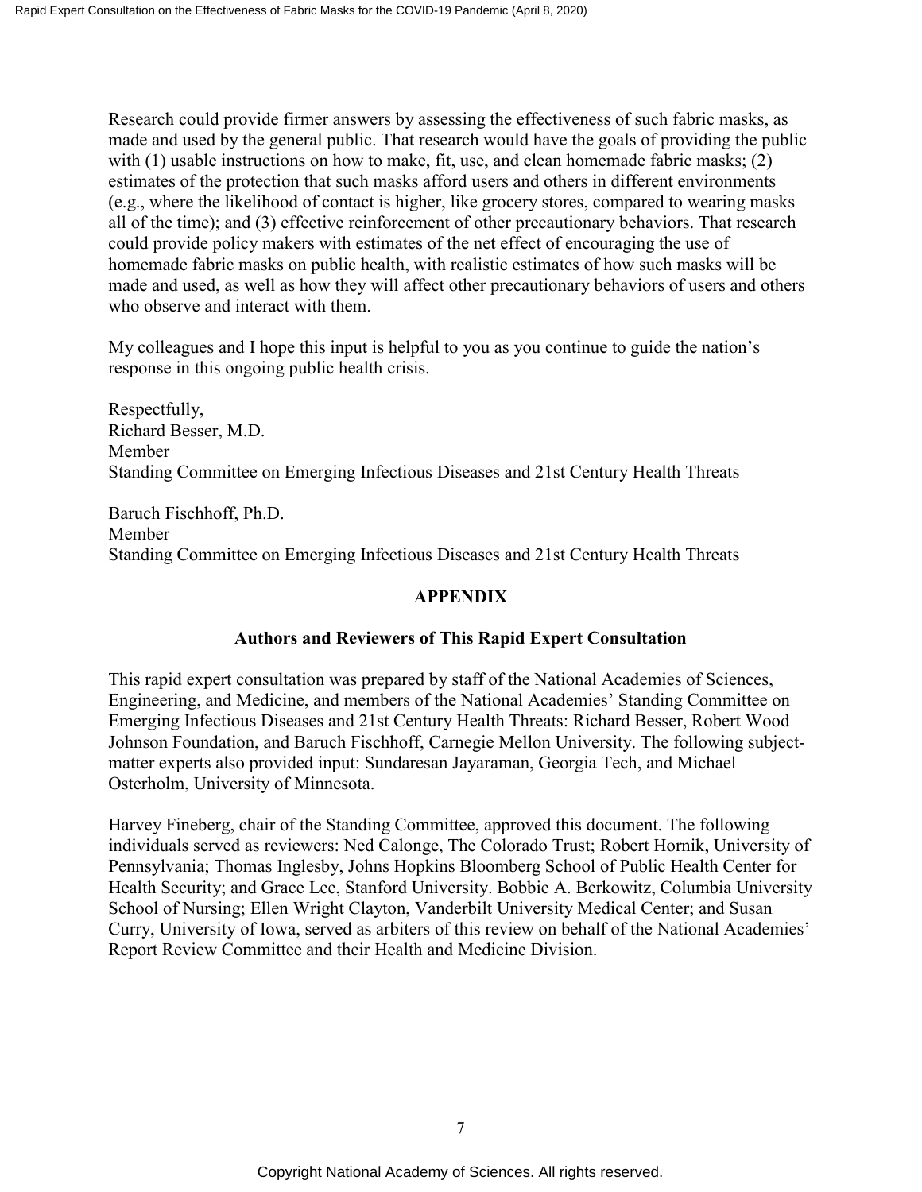Research could provide firmer answers by assessing the effectiveness of such fabric masks, as made and used by the general public. That research would have the goals of providing the public with (1) usable instructions on how to make, fit, use, and clean homemade fabric masks; (2) estimates of the protection that such masks afford users and others in different environments (e.g., where the likelihood of contact is higher, like grocery stores, compared to wearing masks all of the time); and (3) effective reinforcement of other precautionary behaviors. That research could provide policy makers with estimates of the net effect of encouraging the use of homemade fabric masks on public health, with realistic estimates of how such masks will be made and used, as well as how they will affect other precautionary behaviors of users and others who observe and interact with them.

My colleagues and I hope this input is helpful to you as you continue to guide the nation's response in this ongoing public health crisis.

Respectfully,
Richard Besser, M.D.
Member
Standing Committee on Emerging Infectious Diseases and 21st Century Health Threats

Baruch Fischhoff, Ph.D.
Member
Standing Committee on Emerging Infectious Diseases and 21st Century Health Threats

## APPENDIX

### Authors and Reviewers of This Rapid Expert Consultation

This rapid expert consultation was prepared by staff of the National Academies of Sciences, Engineering, and Medicine, and members of the National Academies' Standing Committee on Emerging Infectious Diseases and 21st Century Health Threats: Richard Besser, Robert Wood Johnson Foundation, and Baruch Fischhoff, Carnegie Mellon University. The following subject-matter experts also provided input: Sundaresan Jayaraman, Georgia Tech, and Michael Osterholm, University of Minnesota.

Harvey Fineberg, chair of the Standing Committee, approved this document. The following individuals served as reviewers: Ned Calonge, The Colorado Trust; Robert Hornik, University of Pennsylvania; Thomas Inglesby, Johns Hopkins Bloomberg School of Public Health Center for Health Security; and Grace Lee, Stanford University. Bobbie A. Berkowitz, Columbia University School of Nursing; Ellen Wright Clayton, Vanderbilt University Medical Center; and Susan Curry, University of Iowa, served as arbiters of this review on behalf of the National Academies' Report Review Committee and their Health and Medicine Division.